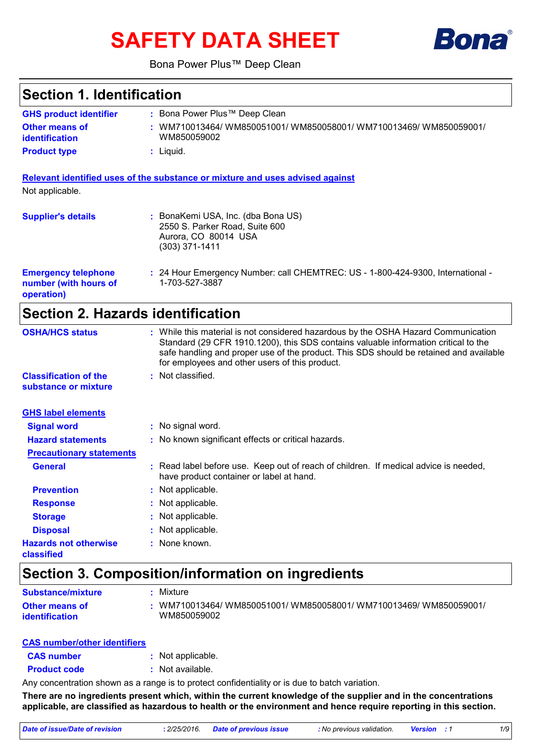# SAFETY DATA SHEET

Bona Power Plus™ Deep Clean

## Section 1. Identification

**GHS product identifier** : Bona Power Plus™ Deep Clean

**Other means of identification** : WM710013464/ WM850051001/ WM850058001/ WM710013469/ WM850059001/ WM850059002

**Product type** : Liquid.

**Relevant identified uses of the substance or mixture and uses advised against**

Not applicable.

**Supplier's details** : BonaKemi USA, Inc. (dba Bona US)
2550 S. Parker Road, Suite 600
Aurora, CO 80014 USA
(303) 371-1411

**Emergency telephone number (with hours of operation)** : 24 Hour Emergency Number: call CHEMTREC: US - 1-800-424-9300, International - 1-703-527-3887

## Section 2. Hazards identification

**OSHA/HCS status** : While this material is not considered hazardous by the OSHA Hazard Communication Standard (29 CFR 1910.1200), this SDS contains valuable information critical to the safe handling and proper use of the product. This SDS should be retained and available for employees and other users of this product.

**Classification of the substance or mixture** : Not classified.

**GHS label elements**

**Signal word** : No signal word.

**Hazard statements** : No known significant effects or critical hazards.

**Precautionary statements**

**General** : Read label before use. Keep out of reach of children. If medical advice is needed, have product container or label at hand.

**Prevention** : Not applicable.

**Response** : Not applicable.

**Storage** : Not applicable.

**Disposal** : Not applicable.

**Hazards not otherwise classified** : None known.

## Section 3. Composition/information on ingredients

**Substance/mixture** : Mixture

**Other means of identification** : WM710013464/ WM850051001/ WM850058001/ WM710013469/ WM850059001/ WM850059002

**CAS number/other identifiers**

**CAS number** : Not applicable.

**Product code** : Not available.

Any concentration shown as a range is to protect confidentiality or is due to batch variation.

**There are no ingredients present which, within the current knowledge of the supplier and in the concentrations applicable, are classified as hazardous to health or the environment and hence require reporting in this section.**

*Date of issue/Date of revision : 2/25/2016. Date of previous issue : No previous validation. Version : 1*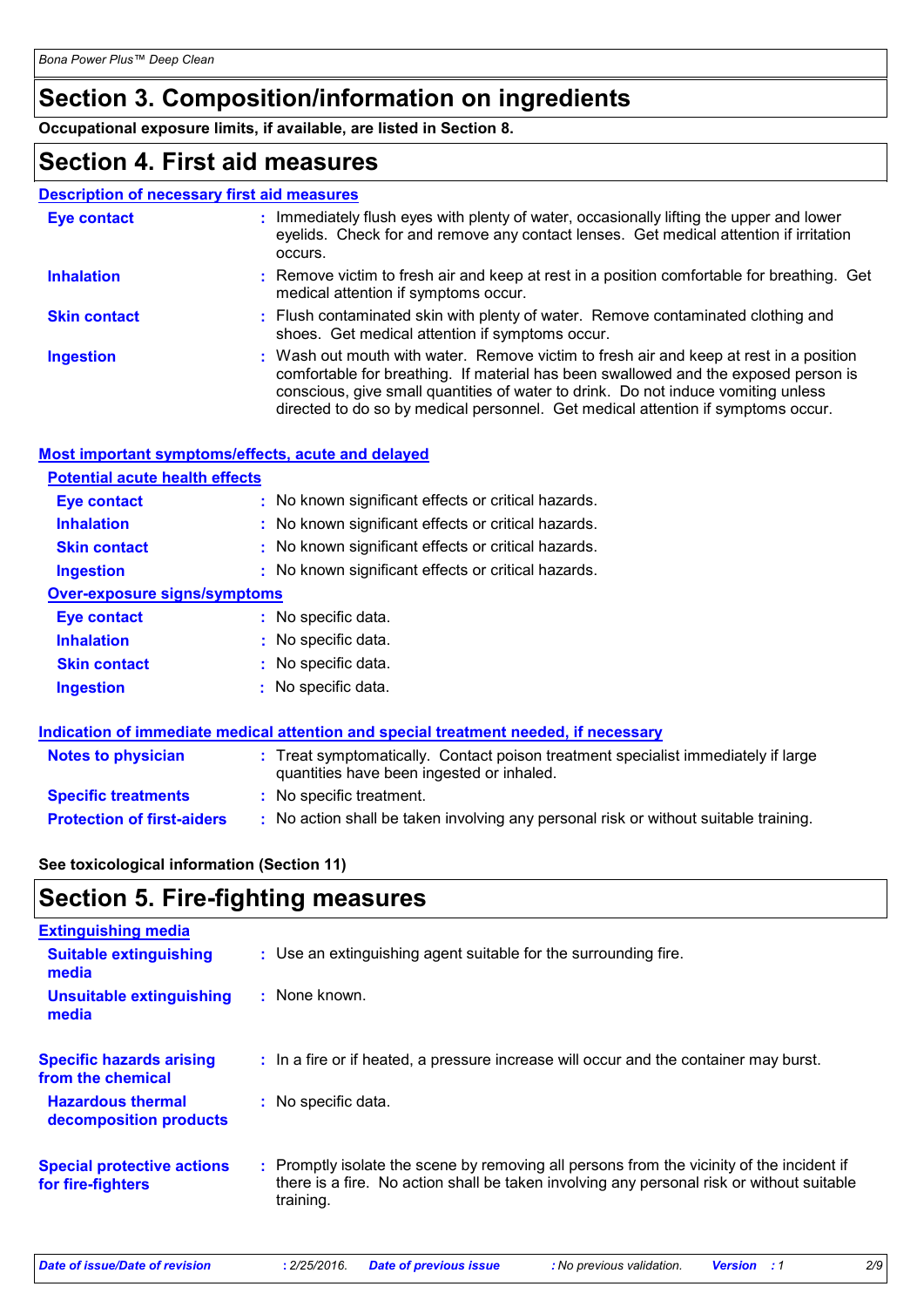## Section 3. Composition/information on ingredients

**Occupational exposure limits, if available, are listed in Section 8.**

## Section 4. First aid measures

### Description of necessary first aid measures

**Eye contact** : Immediately flush eyes with plenty of water, occasionally lifting the upper and lower eyelids. Check for and remove any contact lenses. Get medical attention if irritation occurs.

**Inhalation** : Remove victim to fresh air and keep at rest in a position comfortable for breathing. Get medical attention if symptoms occur.

**Skin contact** : Flush contaminated skin with plenty of water. Remove contaminated clothing and shoes. Get medical attention if symptoms occur.

**Ingestion** : Wash out mouth with water. Remove victim to fresh air and keep at rest in a position comfortable for breathing. If material has been swallowed and the exposed person is conscious, give small quantities of water to drink. Do not induce vomiting unless directed to do so by medical personnel. Get medical attention if symptoms occur.

### Most important symptoms/effects, acute and delayed

#### Potential acute health effects

**Eye contact** : No known significant effects or critical hazards.

**Inhalation** : No known significant effects or critical hazards.

**Skin contact** : No known significant effects or critical hazards.

**Ingestion** : No known significant effects or critical hazards.

#### Over-exposure signs/symptoms

**Eye contact** : No specific data.

**Inhalation** : No specific data.

**Skin contact** : No specific data.

**Ingestion** : No specific data.

### Indication of immediate medical attention and special treatment needed, if necessary

**Notes to physician** : Treat symptomatically. Contact poison treatment specialist immediately if large quantities have been ingested or inhaled.

**Specific treatments** : No specific treatment.

**Protection of first-aiders** : No action shall be taken involving any personal risk or without suitable training.

**See toxicological information (Section 11)**

## Section 5. Fire-fighting measures

### Extinguishing media

**Suitable extinguishing media** : Use an extinguishing agent suitable for the surrounding fire.

**Unsuitable extinguishing media** : None known.

**Specific hazards arising from the chemical** : In a fire or if heated, a pressure increase will occur and the container may burst.

**Hazardous thermal decomposition products** : No specific data.

**Special protective actions for fire-fighters** : Promptly isolate the scene by removing all persons from the vicinity of the incident if there is a fire. No action shall be taken involving any personal risk or without suitable training.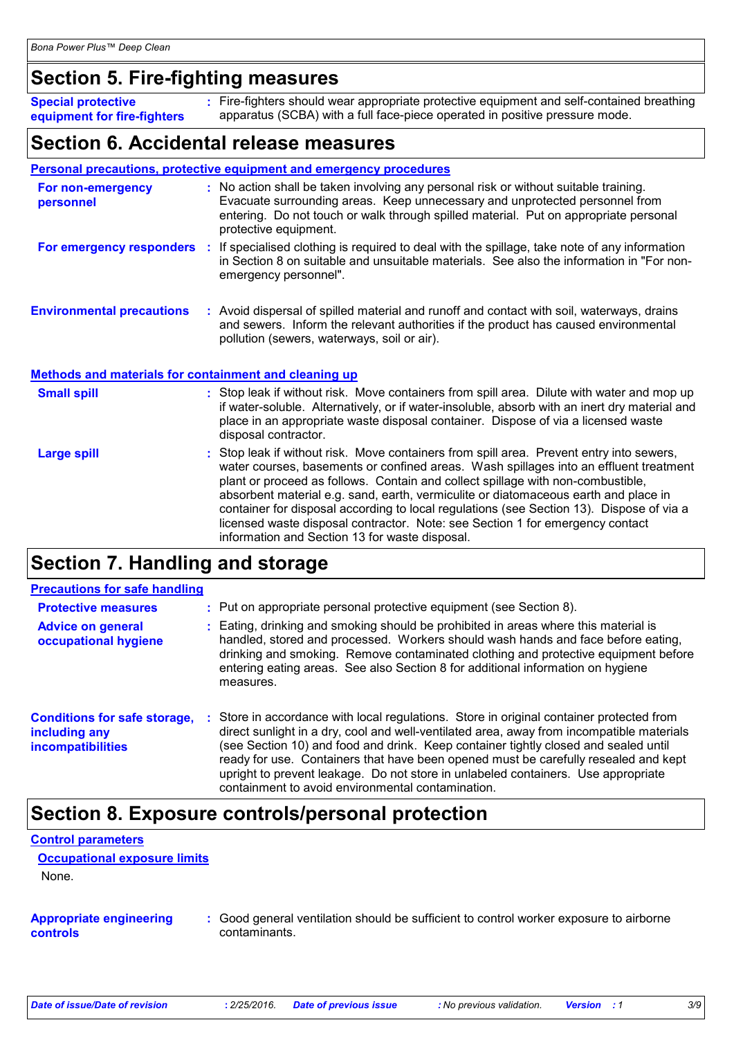## Section 5. Fire-fighting measures

**Special protective equipment for fire-fighters** : Fire-fighters should wear appropriate protective equipment and self-contained breathing apparatus (SCBA) with a full face-piece operated in positive pressure mode.

## Section 6. Accidental release measures

### Personal precautions, protective equipment and emergency procedures

**For non-emergency personnel** : No action shall be taken involving any personal risk or without suitable training. Evacuate surrounding areas. Keep unnecessary and unprotected personnel from entering. Do not touch or walk through spilled material. Put on appropriate personal protective equipment.

**For emergency responders** : If specialised clothing is required to deal with the spillage, take note of any information in Section 8 on suitable and unsuitable materials. See also the information in "For non-emergency personnel".

**Environmental precautions** : Avoid dispersal of spilled material and runoff and contact with soil, waterways, drains and sewers. Inform the relevant authorities if the product has caused environmental pollution (sewers, waterways, soil or air).

### Methods and materials for containment and cleaning up

**Small spill** : Stop leak if without risk. Move containers from spill area. Dilute with water and mop up if water-soluble. Alternatively, or if water-insoluble, absorb with an inert dry material and place in an appropriate waste disposal container. Dispose of via a licensed waste disposal contractor.

**Large spill** : Stop leak if without risk. Move containers from spill area. Prevent entry into sewers, water courses, basements or confined areas. Wash spillages into an effluent treatment plant or proceed as follows. Contain and collect spillage with non-combustible, absorbent material e.g. sand, earth, vermiculite or diatomaceous earth and place in container for disposal according to local regulations (see Section 13). Dispose of via a licensed waste disposal contractor. Note: see Section 1 for emergency contact information and Section 13 for waste disposal.

## Section 7. Handling and storage

### Precautions for safe handling

**Protective measures** : Put on appropriate personal protective equipment (see Section 8).

**Advice on general occupational hygiene** : Eating, drinking and smoking should be prohibited in areas where this material is handled, stored and processed. Workers should wash hands and face before eating, drinking and smoking. Remove contaminated clothing and protective equipment before entering eating areas. See also Section 8 for additional information on hygiene measures.

**Conditions for safe storage, including any incompatibilities** : Store in accordance with local regulations. Store in original container protected from direct sunlight in a dry, cool and well-ventilated area, away from incompatible materials (see Section 10) and food and drink. Keep container tightly closed and sealed until ready for use. Containers that have been opened must be carefully resealed and kept upright to prevent leakage. Do not store in unlabeled containers. Use appropriate containment to avoid environmental contamination.

## Section 8. Exposure controls/personal protection

### Control parameters

#### Occupational exposure limits

None.

**Appropriate engineering controls** : Good general ventilation should be sufficient to control worker exposure to airborne contaminants.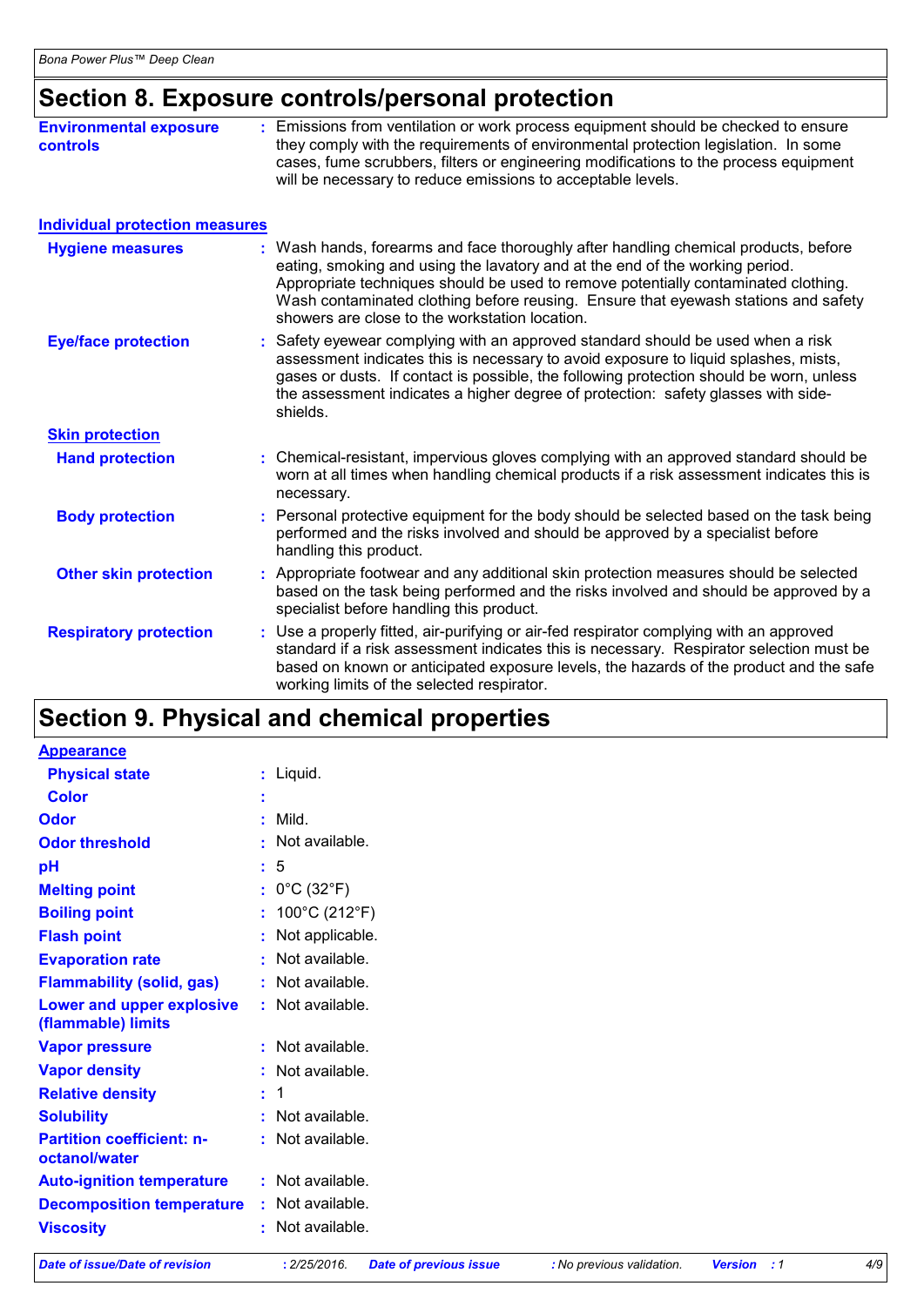## Section 8. Exposure controls/personal protection

**Environmental exposure controls** : Emissions from ventilation or work process equipment should be checked to ensure they comply with the requirements of environmental protection legislation. In some cases, fume scrubbers, filters or engineering modifications to the process equipment will be necessary to reduce emissions to acceptable levels.

### Individual protection measures

**Hygiene measures** : Wash hands, forearms and face thoroughly after handling chemical products, before eating, smoking and using the lavatory and at the end of the working period. Appropriate techniques should be used to remove potentially contaminated clothing. Wash contaminated clothing before reusing. Ensure that eyewash stations and safety showers are close to the workstation location.

**Eye/face protection** : Safety eyewear complying with an approved standard should be used when a risk assessment indicates this is necessary to avoid exposure to liquid splashes, mists, gases or dusts. If contact is possible, the following protection should be worn, unless the assessment indicates a higher degree of protection: safety glasses with side-shields.

**Skin protection**

**Hand protection** : Chemical-resistant, impervious gloves complying with an approved standard should be worn at all times when handling chemical products if a risk assessment indicates this is necessary.

**Body protection** : Personal protective equipment for the body should be selected based on the task being performed and the risks involved and should be approved by a specialist before handling this product.

**Other skin protection** : Appropriate footwear and any additional skin protection measures should be selected based on the task being performed and the risks involved and should be approved by a specialist before handling this product.

**Respiratory protection** : Use a properly fitted, air-purifying or air-fed respirator complying with an approved standard if a risk assessment indicates this is necessary. Respirator selection must be based on known or anticipated exposure levels, the hazards of the product and the safe working limits of the selected respirator.

## Section 9. Physical and chemical properties

**Appearance**

| Property | Value |
|---|---|
| Physical state | Liquid. |
| Color | |
| Odor | Mild. |
| Odor threshold | Not available. |
| pH | 5 |
| Melting point | 0°C (32°F) |
| Boiling point | 100°C (212°F) |
| Flash point | Not applicable. |
| Evaporation rate | Not available. |
| Flammability (solid, gas) | Not available. |
| Lower and upper explosive (flammable) limits | Not available. |
| Vapor pressure | Not available. |
| Vapor density | Not available. |
| Relative density | 1 |
| Solubility | Not available. |
| Partition coefficient: n-octanol/water | Not available. |
| Auto-ignition temperature | Not available. |
| Decomposition temperature | Not available. |
| Viscosity | Not available. |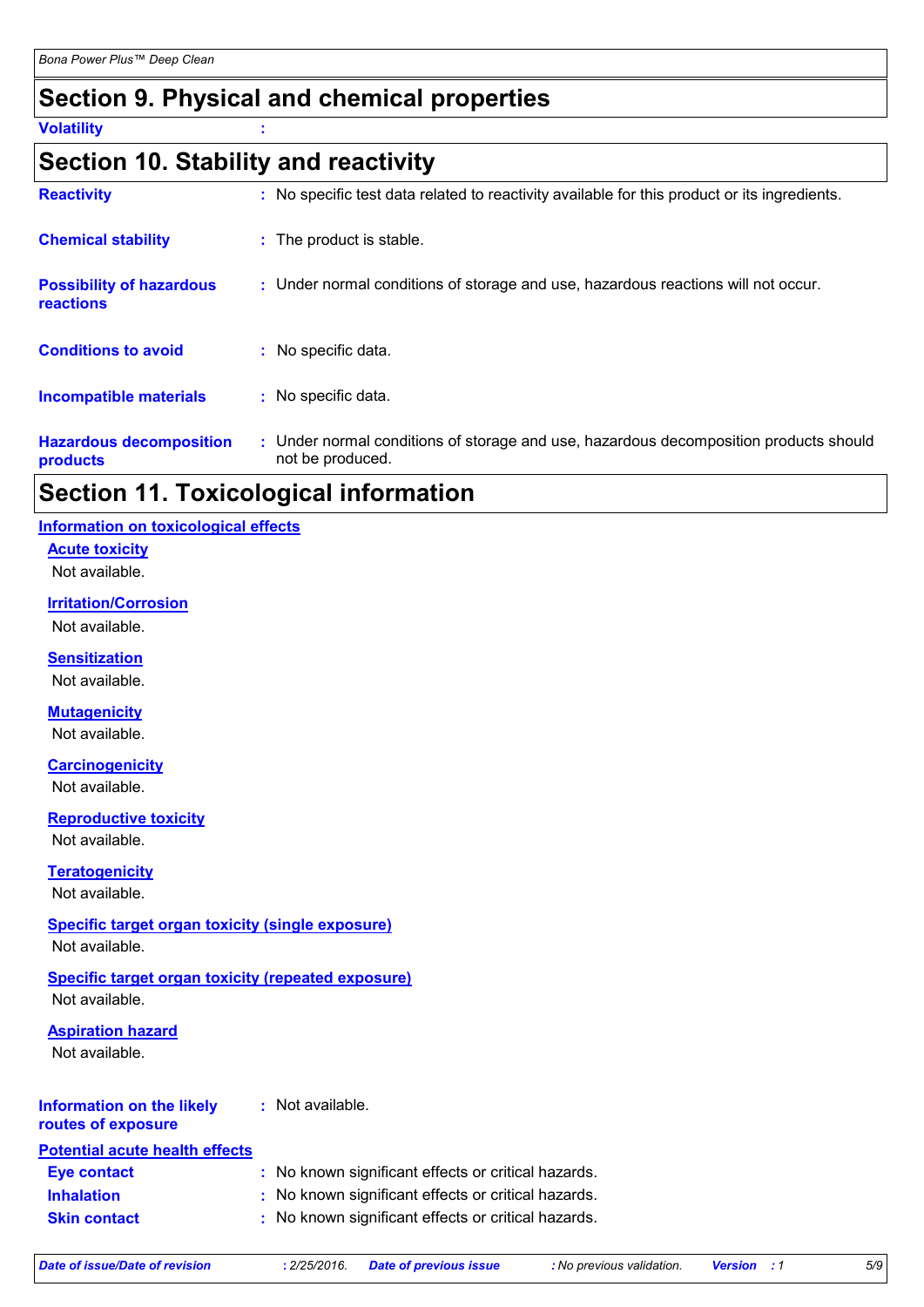## Section 9. Physical and chemical properties

**Volatility** :

## Section 10. Stability and reactivity

**Reactivity** : No specific test data related to reactivity available for this product or its ingredients.

**Chemical stability** : The product is stable.

**Possibility of hazardous reactions** : Under normal conditions of storage and use, hazardous reactions will not occur.

**Conditions to avoid** : No specific data.

**Incompatible materials** : No specific data.

**Hazardous decomposition products** : Under normal conditions of storage and use, hazardous decomposition products should not be produced.

## Section 11. Toxicological information

### Information on toxicological effects

**Acute toxicity**

Not available.

**Irritation/Corrosion**

Not available.

**Sensitization**

Not available.

**Mutagenicity**

Not available.

**Carcinogenicity**

Not available.

**Reproductive toxicity**

Not available.

**Teratogenicity**

Not available.

**Specific target organ toxicity (single exposure)**

Not available.

**Specific target organ toxicity (repeated exposure)**

Not available.

**Aspiration hazard**

Not available.

**Information on the likely routes of exposure** : Not available.

### Potential acute health effects

**Eye contact** : No known significant effects or critical hazards.

**Inhalation** : No known significant effects or critical hazards.

**Skin contact** : No known significant effects or critical hazards.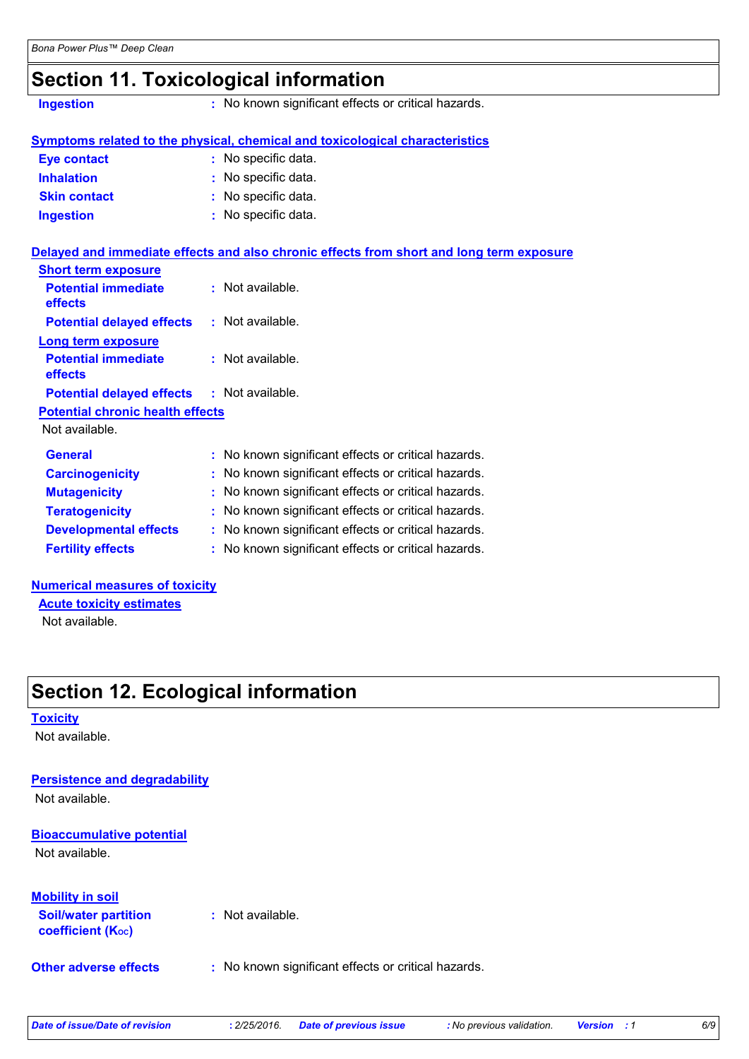# Section 11. Toxicological information

**Ingestion** : No known significant effects or critical hazards.

### Symptoms related to the physical, chemical and toxicological characteristics

| | |
|---|---|
| **Eye contact** | : No specific data. |
| **Inhalation** | : No specific data. |
| **Skin contact** | : No specific data. |
| **Ingestion** | : No specific data. |

### Delayed and immediate effects and also chronic effects from short and long term exposure

**Short term exposure**

| | |
|---|---|
| **Potential immediate effects** | : Not available. |
| **Potential delayed effects** | : Not available. |

**Long term exposure**

| | |
|---|---|
| **Potential immediate effects** | : Not available. |
| **Potential delayed effects** | : Not available. |

**Potential chronic health effects**

Not available.

| | |
|---|---|
| **General** | : No known significant effects or critical hazards. |
| **Carcinogenicity** | : No known significant effects or critical hazards. |
| **Mutagenicity** | : No known significant effects or critical hazards. |
| **Teratogenicity** | : No known significant effects or critical hazards. |
| **Developmental effects** | : No known significant effects or critical hazards. |
| **Fertility effects** | : No known significant effects or critical hazards. |

### Numerical measures of toxicity

**Acute toxicity estimates**

Not available.

# Section 12. Ecological information

### Toxicity

Not available.

### Persistence and degradability

Not available.

### Bioaccumulative potential

Not available.

### Mobility in soil

**Soil/water partition coefficient ($K_{OC}$)** : Not available.

**Other adverse effects** : No known significant effects or critical hazards.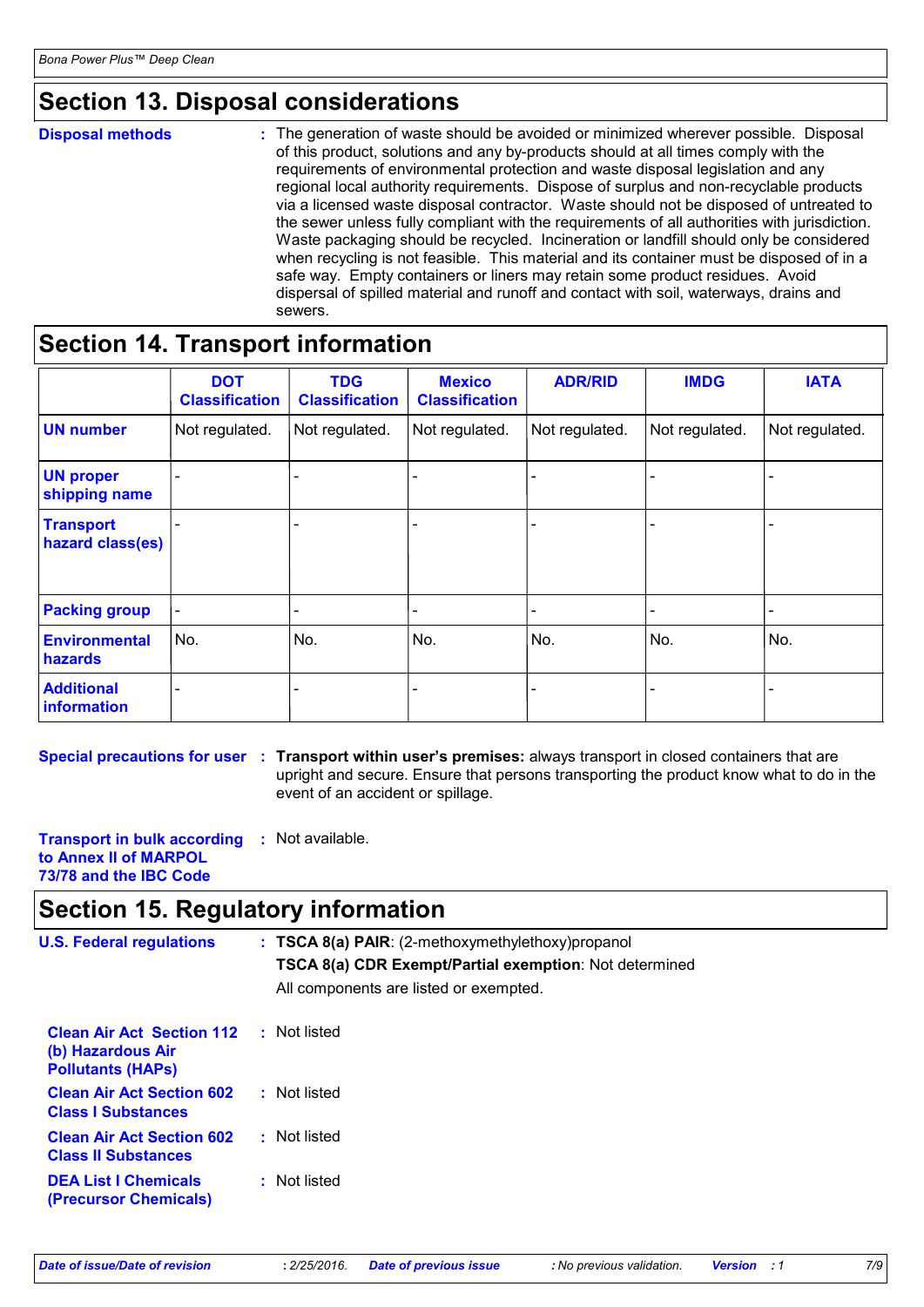## Section 13. Disposal considerations

**Disposal methods** : The generation of waste should be avoided or minimized wherever possible. Disposal of this product, solutions and any by-products should at all times comply with the requirements of environmental protection and waste disposal legislation and any regional local authority requirements. Dispose of surplus and non-recyclable products via a licensed waste disposal contractor. Waste should not be disposed of untreated to the sewer unless fully compliant with the requirements of all authorities with jurisdiction. Waste packaging should be recycled. Incineration or landfill should only be considered when recycling is not feasible. This material and its container must be disposed of in a safe way. Empty containers or liners may retain some product residues. Avoid dispersal of spilled material and runoff and contact with soil, waterways, drains and sewers.

## Section 14. Transport information

| | DOT Classification | TDG Classification | Mexico Classification | ADR/RID | IMDG | IATA |
|---|---|---|---|---|---|---|
| **UN number** | Not regulated. | Not regulated. | Not regulated. | Not regulated. | Not regulated. | Not regulated. |
| **UN proper shipping name** | - | - | - | - | - | - |
| **Transport hazard class(es)** | - | - | - | - | - | - |
| **Packing group** | - | - | - | - | - | - |
| **Environmental hazards** | No. | No. | No. | No. | No. | No. |
| **Additional information** | - | - | - | - | - | - |

**Special precautions for user** : **Transport within user's premises:** always transport in closed containers that are upright and secure. Ensure that persons transporting the product know what to do in the event of an accident or spillage.

**Transport in bulk according to Annex II of MARPOL 73/78 and the IBC Code** : Not available.

## Section 15. Regulatory information

**U.S. Federal regulations** : **TSCA 8(a) PAIR**: (2-methoxymethylethoxy)propanol

**TSCA 8(a) CDR Exempt/Partial exemption**: Not determined

All components are listed or exempted.

**Clean Air Act Section 112 (b) Hazardous Air Pollutants (HAPs)** : Not listed

**Clean Air Act Section 602 Class I Substances** : Not listed

**Clean Air Act Section 602 Class II Substances** : Not listed

**DEA List I Chemicals (Precursor Chemicals)** : Not listed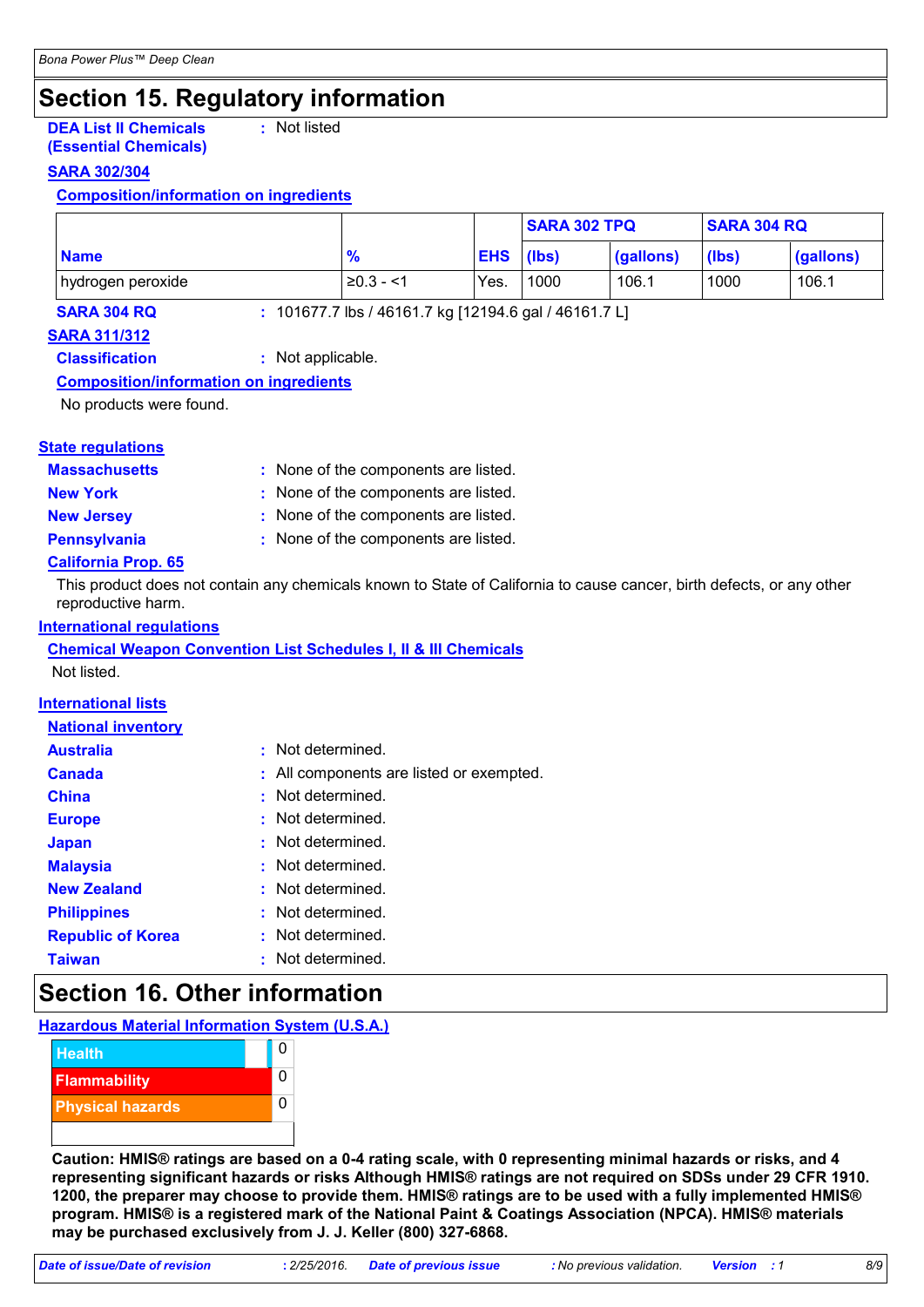## Section 15. Regulatory information

**DEA List II Chemicals (Essential Chemicals)** : Not listed

**SARA 302/304**

**Composition/information on ingredients**

| Name | % | EHS | SARA 302 TPQ | | SARA 304 RQ | |
|---|---|---|---|---|---|---|
| | | | (lbs) | (gallons) | (lbs) | (gallons) |
| hydrogen peroxide | ≥0.3 - <1 | Yes. | 1000 | 106.1 | 1000 | 106.1 |

**SARA 304 RQ** : 101677.7 lbs / 46161.7 kg [12194.6 gal / 46161.7 L]

**SARA 311/312**

**Classification** : Not applicable.

**Composition/information on ingredients**

No products were found.

**State regulations**

**Massachusetts** : None of the components are listed.

**New York** : None of the components are listed.

**New Jersey** : None of the components are listed.

**Pennsylvania** : None of the components are listed.

**California Prop. 65**

This product does not contain any chemicals known to State of California to cause cancer, birth defects, or any other reproductive harm.

**International regulations**

**Chemical Weapon Convention List Schedules I, II & III Chemicals**

Not listed.

**International lists**

**National inventory**

**Australia** : Not determined.

**Canada** : All components are listed or exempted.

**China** : Not determined.

**Europe** : Not determined.

**Japan** : Not determined.

**Malaysia** : Not determined.

**New Zealand** : Not determined.

**Philippines** : Not determined.

**Republic of Korea** : Not determined.

**Taiwan** : Not determined.

## Section 16. Other information

**Hazardous Material Information System (U.S.A.)**

| | |
|---|---|
| Health | 0 |
| Flammability | 0 |
| Physical hazards | 0 |

**Caution: HMIS® ratings are based on a 0-4 rating scale, with 0 representing minimal hazards or risks, and 4 representing significant hazards or risks Although HMIS® ratings are not required on SDSs under 29 CFR 1910. 1200, the preparer may choose to provide them. HMIS® ratings are to be used with a fully implemented HMIS® program. HMIS® is a registered mark of the National Paint & Coatings Association (NPCA). HMIS® materials may be purchased exclusively from J. J. Keller (800) 327-6868.**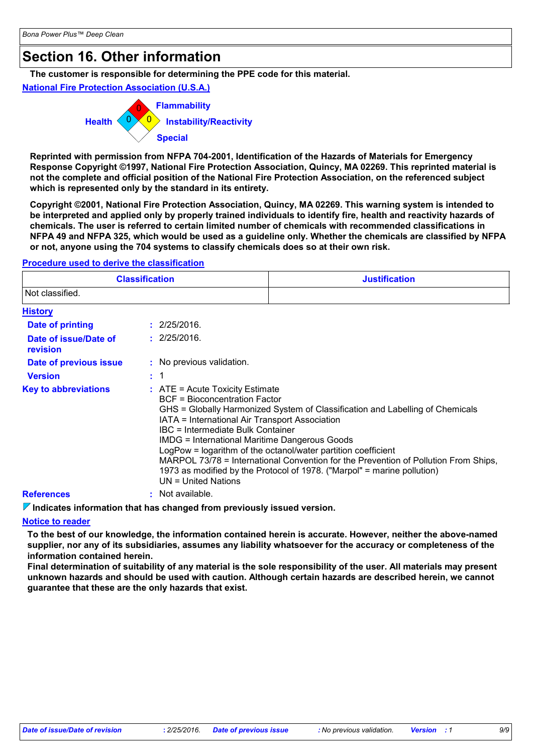# Section 16. Other information

**The customer is responsible for determining the PPE code for this material.**

## National Fire Protection Association (U.S.A.)

Flammability: 0
Health: 0
Instability/Reactivity: 0
Special

**Reprinted with permission from NFPA 704-2001, Identification of the Hazards of Materials for Emergency Response Copyright ©1997, National Fire Protection Association, Quincy, MA 02269. This reprinted material is not the complete and official position of the National Fire Protection Association, on the referenced subject which is represented only by the standard in its entirety.**

**Copyright ©2001, National Fire Protection Association, Quincy, MA 02269. This warning system is intended to be interpreted and applied only by properly trained individuals to identify fire, health and reactivity hazards of chemicals. The user is referred to certain limited number of chemicals with recommended classifications in NFPA 49 and NFPA 325, which would be used as a guideline only. Whether the chemicals are classified by NFPA or not, anyone using the 704 systems to classify chemicals does so at their own risk.**

## Procedure used to derive the classification

| Classification | Justification |
|---|---|
| Not classified. | |

## History

**Date of printing** : 2/25/2016.

**Date of issue/Date of revision** : 2/25/2016.

**Date of previous issue** : No previous validation.

**Version** : 1

**Key to abbreviations** :
ATE = Acute Toxicity Estimate
BCF = Bioconcentration Factor
GHS = Globally Harmonized System of Classification and Labelling of Chemicals
IATA = International Air Transport Association
IBC = Intermediate Bulk Container
IMDG = International Maritime Dangerous Goods
LogPow = logarithm of the octanol/water partition coefficient
MARPOL 73/78 = International Convention for the Prevention of Pollution From Ships, 1973 as modified by the Protocol of 1978. ("Marpol" = marine pollution)
UN = United Nations

**References** : Not available.

**Indicates information that has changed from previously issued version.**

## Notice to reader

**To the best of our knowledge, the information contained herein is accurate. However, neither the above-named supplier, nor any of its subsidiaries, assumes any liability whatsoever for the accuracy or completeness of the information contained herein.**
**Final determination of suitability of any material is the sole responsibility of the user. All materials may present unknown hazards and should be used with caution. Although certain hazards are described herein, we cannot guarantee that these are the only hazards that exist.**